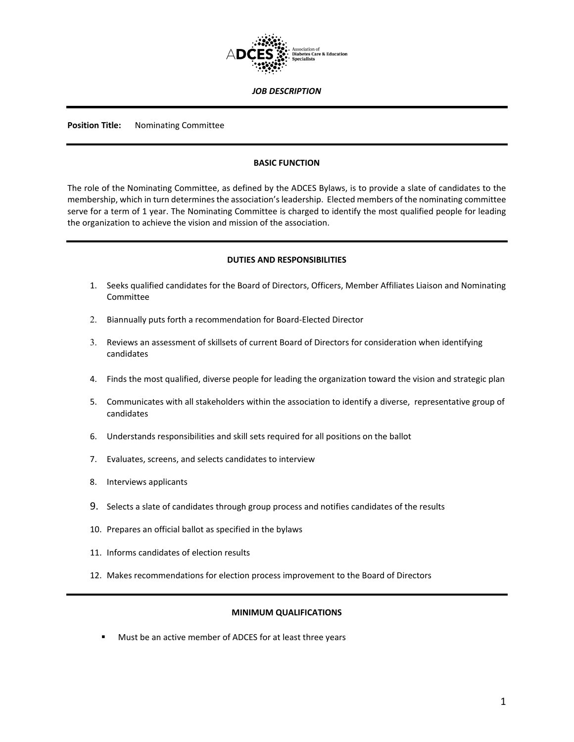ADCES Association of Diabetes Care & Education Specialists

***JOB DESCRIPTION***

---

**Position Title:** Nominating Committee

---

## BASIC FUNCTION

The role of the Nominating Committee, as defined by the ADCES Bylaws, is to provide a slate of candidates to the membership, which in turn determines the association's leadership. Elected members of the nominating committee serve for a term of 1 year. The Nominating Committee is charged to identify the most qualified people for leading the organization to achieve the vision and mission of the association.

---

## DUTIES AND RESPONSIBILITIES

1. Seeks qualified candidates for the Board of Directors, Officers, Member Affiliates Liaison and Nominating Committee
2. Biannually puts forth a recommendation for Board-Elected Director
3. Reviews an assessment of skillsets of current Board of Directors for consideration when identifying candidates
4. Finds the most qualified, diverse people for leading the organization toward the vision and strategic plan
5. Communicates with all stakeholders within the association to identify a diverse, representative group of candidates
6. Understands responsibilities and skill sets required for all positions on the ballot
7. Evaluates, screens, and selects candidates to interview
8. Interviews applicants
9. Selects a slate of candidates through group process and notifies candidates of the results
10. Prepares an official ballot as specified in the bylaws
11. Informs candidates of election results
12. Makes recommendations for election process improvement to the Board of Directors

---

## MINIMUM QUALIFICATIONS

- Must be an active member of ADCES for at least three years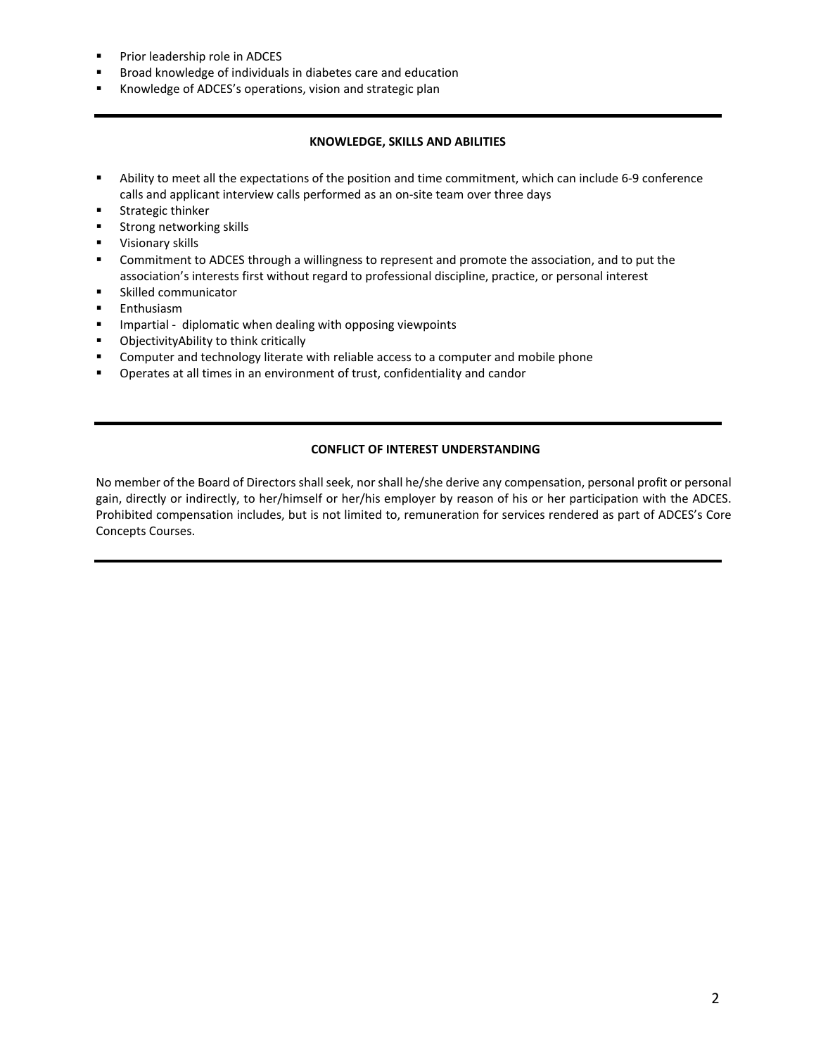- Prior leadership role in ADCES
- Broad knowledge of individuals in diabetes care and education
- Knowledge of ADCES's operations, vision and strategic plan

---

**KNOWLEDGE, SKILLS AND ABILITIES**

- Ability to meet all the expectations of the position and time commitment, which can include 6-9 conference calls and applicant interview calls performed as an on-site team over three days
- Strategic thinker
- Strong networking skills
- Visionary skills
- Commitment to ADCES through a willingness to represent and promote the association, and to put the association's interests first without regard to professional discipline, practice, or personal interest
- Skilled communicator
- Enthusiasm
- Impartial - diplomatic when dealing with opposing viewpoints
- ObjectivityAbility to think critically
- Computer and technology literate with reliable access to a computer and mobile phone
- Operates at all times in an environment of trust, confidentiality and candor

---

**CONFLICT OF INTEREST UNDERSTANDING**

No member of the Board of Directors shall seek, nor shall he/she derive any compensation, personal profit or personal gain, directly or indirectly, to her/himself or her/his employer by reason of his or her participation with the ADCES. Prohibited compensation includes, but is not limited to, remuneration for services rendered as part of ADCES's Core Concepts Courses.

---